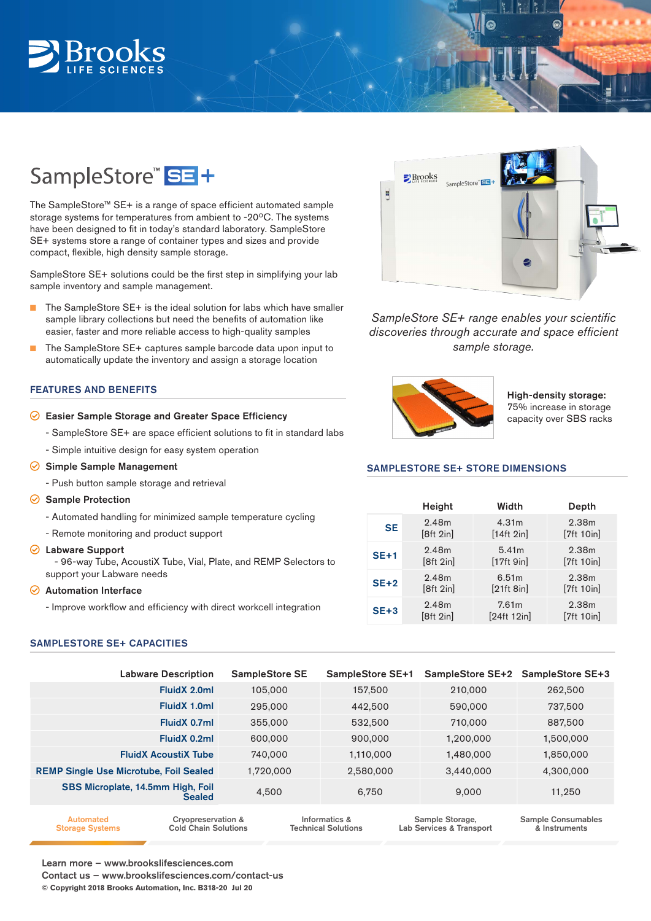# SampleStore™ SE+

The SampleStore™ SE+ is a range of space efficient automated sample storage systems for temperatures from ambient to -20ºC. The systems have been designed to fit in today's standard laboratory. SampleStore SE+ systems store a range of container types and sizes and provide compact, flexible, high density sample storage.

SampleStore SE+ solutions could be the first step in simplifying your lab sample inventory and sample management.

- The SampleStore SE+ is the ideal solution for labs which have smaller sample library collections but need the benefits of automation like easier, faster and more reliable access to high-quality samples
- The SampleStore SE+ captures sample barcode data upon input to automatically update the inventory and assign a storage location

*SampleStore SE+ range enables your scientific discoveries through accurate and space efficient sample storage.*

## FEATURES AND BENEFITS

**Easier Sample Storage and Greater Space Efficiency**

- SampleStore SE+ are space efficient solutions to fit in standard labs
- Simple intuitive design for easy system operation

**Simple Sample Management**

- Push button sample storage and retrieval

**Sample Protection**

- Automated handling for minimized sample temperature cycling
- Remote monitoring and product support

**Labware Support**

- 96-way Tube, AcoustiX Tube, Vial, Plate, and REMP Selectors to support your Labware needs

**Automation Interface**

- Improve workflow and efficiency with direct workcell integration

**High-density storage:** 75% increase in storage capacity over SBS racks

## SAMPLESTORE SE+ STORE DIMENSIONS

| | Height | Width | Depth |
|---|---|---|---|
| **SE** | 2.48m [8ft 2in] | 4.31m [14ft 2in] | 2.38m [7ft 10in] |
| **SE+1** | 2.48m [8ft 2in] | 5.41m [17ft 9in] | 2.38m [7ft 10in] |
| **SE+2** | 2.48m [8ft 2in] | 6.51m [21ft 8in] | 2.38m [7ft 10in] |
| **SE+3** | 2.48m [8ft 2in] | 7.61m [24ft 12in] | 2.38m [7ft 10in] |

## SAMPLESTORE SE+ CAPACITIES

| Labware Description | SampleStore SE | SampleStore SE+1 | SampleStore SE+2 | SampleStore SE+3 |
|---|---|---|---|---|
| FluidX 2.0ml | 105,000 | 157,500 | 210,000 | 262,500 |
| FluidX 1.0ml | 295,000 | 442,500 | 590,000 | 737,500 |
| FluidX 0.7ml | 355,000 | 532,500 | 710,000 | 887,500 |
| FluidX 0.2ml | 600,000 | 900,000 | 1,200,000 | 1,500,000 |
| FluidX AcoustiX Tube | 740,000 | 1,110,000 | 1,480,000 | 1,850,000 |
| REMP Single Use Microtube, Foil Sealed | 1,720,000 | 2,580,000 | 3,440,000 | 4,300,000 |
| SBS Microplate, 14.5mm High, Foil Sealed | 4,500 | 6,750 | 9,000 | 11,250 |

Automated Storage Systems | Cryopreservation & Cold Chain Solutions | Informatics & Technical Solutions | Sample Storage, Lab Services & Transport | Sample Consumables & Instruments

Learn more – www.brookslifesciences.com
Contact us – www.brookslifesciences.com/contact-us
© Copyright 2018 Brooks Automation, Inc. B318-20 Jul 20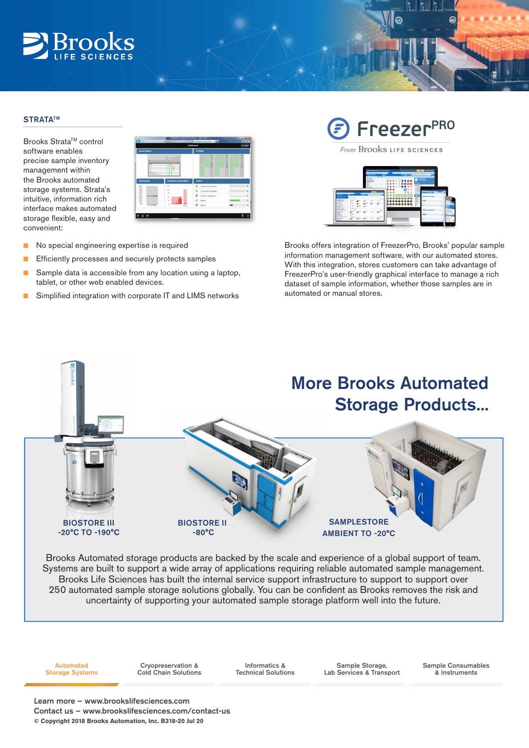## STRATA™

Brooks Strata™ control software enables precise sample inventory management within the Brooks automated storage systems. Strata's intuitive, information rich interface makes automated storage flexible, easy and convenient:

- No special engineering expertise is required
- Efficiently processes and securely protects samples
- Sample data is accessible from any location using a laptop, tablet, or other web enabled devices.
- Simplified integration with corporate IT and LIMS networks

## FreezerPRO

From Brooks LIFE SCIENCES

Brooks offers integration of FreezerPro, Brooks' popular sample information management software, with our automated stores. With this integration, stores customers can take advantage of FreezerPro's user-friendly graphical interface to manage a rich dataset of sample information, whether those samples are in automated or manual stores.

## More Brooks Automated Storage Products...

**BIOSTORE III**
**-20°C TO -190°C**

**BIOSTORE II**
**-80°C**

**SAMPLESTORE**
**AMBIENT TO -20°C**

Brooks Automated storage products are backed by the scale and experience of a global support of team. Systems are built to support a wide array of applications requiring reliable automated sample management. Brooks Life Sciences has built the internal service support infrastructure to support to support over 250 automated sample storage solutions globally. You can be confident as Brooks removes the risk and uncertainty of supporting your automated sample storage platform well into the future.

Automated Storage Systems | Cryopreservation & Cold Chain Solutions | Informatics & Technical Solutions | Sample Storage, Lab Services & Transport | Sample Consumables & Instruments

Learn more – www.brookslifesciences.com
Contact us – www.brookslifesciences.com/contact-us
© Copyright 2018 Brooks Automation, Inc. B318-20 Jul 20